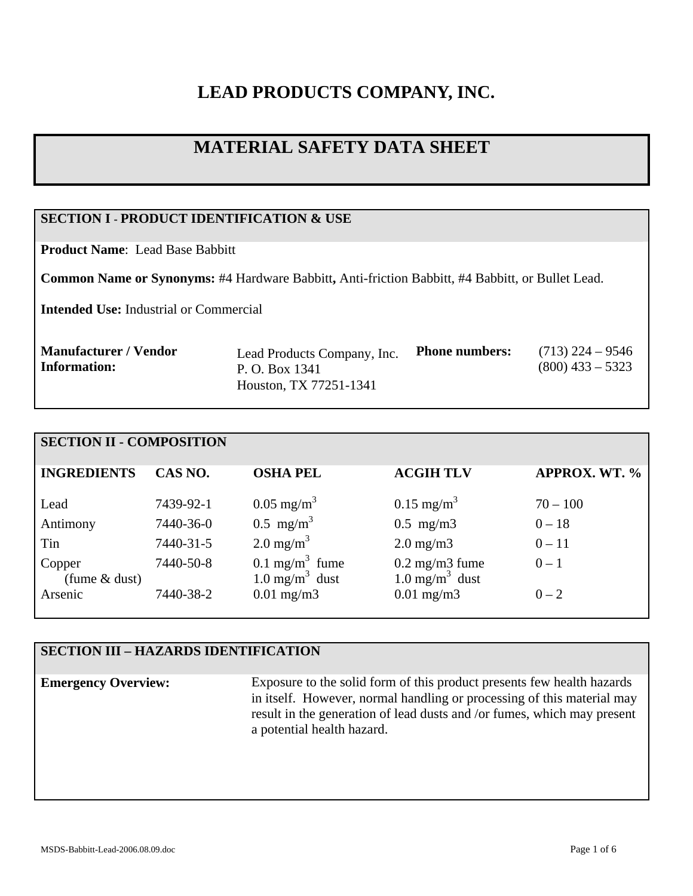# LEAD PRODUCTS COMPANY, INC.

# MATERIAL SAFETY DATA SHEET

## SECTION I - PRODUCT IDENTIFICATION & USE

**Product Name**: Lead Base Babbitt

**Common Name or Synonyms:** #4 Hardware Babbitt**,** Anti-friction Babbitt, #4 Babbitt, or Bullet Lead.

**Intended Use:** Industrial or Commercial

| **Manufacturer / Vendor Information:** | Lead Products Company, Inc.<br>P. O. Box 1341<br>Houston, TX 77251-1341 | **Phone numbers:** | (713) 224 – 9546<br>(800) 433 – 5323 |
|---|---|---|---|

## SECTION II - COMPOSITION

| INGREDIENTS | CAS NO. | OSHA PEL | ACGIH TLV | APPROX. WT. % |
|---|---|---|---|---|
| Lead | 7439-92-1 | 0.05 $mg/m^3$ | 0.15 $mg/m^3$ | 70 – 100 |
| Antimony | 7440-36-0 | 0.5 $mg/m^3$ | 0.5 mg/m3 | 0 – 18 |
| Tin | 7440-31-5 | 2.0 $mg/m^3$ | 2.0 mg/m3 | 0 – 11 |
| Copper (fume & dust) | 7440-50-8 | 0.1 $mg/m^3$ fume<br>1.0 $mg/m^3$ dust | 0.2 mg/m3 fume<br>1.0 $mg/m^3$ dust | 0 – 1 |
| Arsenic | 7440-38-2 | 0.01 mg/m3 | 0.01 mg/m3 | 0 – 2 |

## SECTION III – HAZARDS IDENTIFICATION

**Emergency Overview:** Exposure to the solid form of this product presents few health hazards in itself. However, normal handling or processing of this material may result in the generation of lead dusts and /or fumes, which may present a potential health hazard.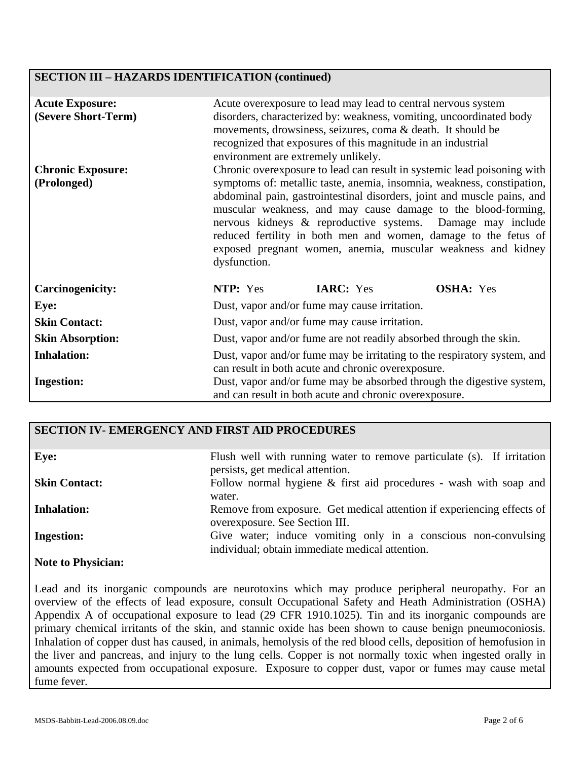## SECTION III – HAZARDS IDENTIFICATION (continued)

| | |
|---|---|
| **Acute Exposure: (Severe Short-Term)** | Acute overexposure to lead may lead to central nervous system disorders, characterized by: weakness, vomiting, uncoordinated body movements, drowsiness, seizures, coma & death. It should be recognized that exposures of this magnitude in an industrial environment are extremely unlikely. |
| **Chronic Exposure: (Prolonged)** | Chronic overexposure to lead can result in systemic lead poisoning with symptoms of: metallic taste, anemia, insomnia, weakness, constipation, abdominal pain, gastrointestinal disorders, joint and muscle pains, and muscular weakness, and may cause damage to the blood-forming, nervous kidneys & reproductive systems. Damage may include reduced fertility in both men and women, damage to the fetus of exposed pregnant women, anemia, muscular weakness and kidney dysfunction. |
| **Carcinogenicity:** | **NTP:** Yes **IARC:** Yes **OSHA:** Yes |
| **Eye:** | Dust, vapor and/or fume may cause irritation. |
| **Skin Contact:** | Dust, vapor and/or fume may cause irritation. |
| **Skin Absorption:** | Dust, vapor and/or fume are not readily absorbed through the skin. |
| **Inhalation:** | Dust, vapor and/or fume may be irritating to the respiratory system, and can result in both acute and chronic overexposure. |
| **Ingestion:** | Dust, vapor and/or fume may be absorbed through the digestive system, and can result in both acute and chronic overexposure. |

## SECTION IV- EMERGENCY AND FIRST AID PROCEDURES

| | |
|---|---|
| **Eye:** | Flush well with running water to remove particulate (s). If irritation persists, get medical attention. |
| **Skin Contact:** | Follow normal hygiene & first aid procedures - wash with soap and water. |
| **Inhalation:** | Remove from exposure. Get medical attention if experiencing effects of overexposure. See Section III. |
| **Ingestion:** | Give water; induce vomiting only in a conscious non-convulsing individual; obtain immediate medical attention. |

**Note to Physician:**

Lead and its inorganic compounds are neurotoxins which may produce peripheral neuropathy. For an overview of the effects of lead exposure, consult Occupational Safety and Heath Administration (OSHA) Appendix A of occupational exposure to lead (29 CFR 1910.1025). Tin and its inorganic compounds are primary chemical irritants of the skin, and stannic oxide has been shown to cause benign pneumoconiosis. Inhalation of copper dust has caused, in animals, hemolysis of the red blood cells, deposition of hemofusion in the liver and pancreas, and injury to the lung cells. Copper is not normally toxic when ingested orally in amounts expected from occupational exposure. Exposure to copper dust, vapor or fumes may cause metal fume fever.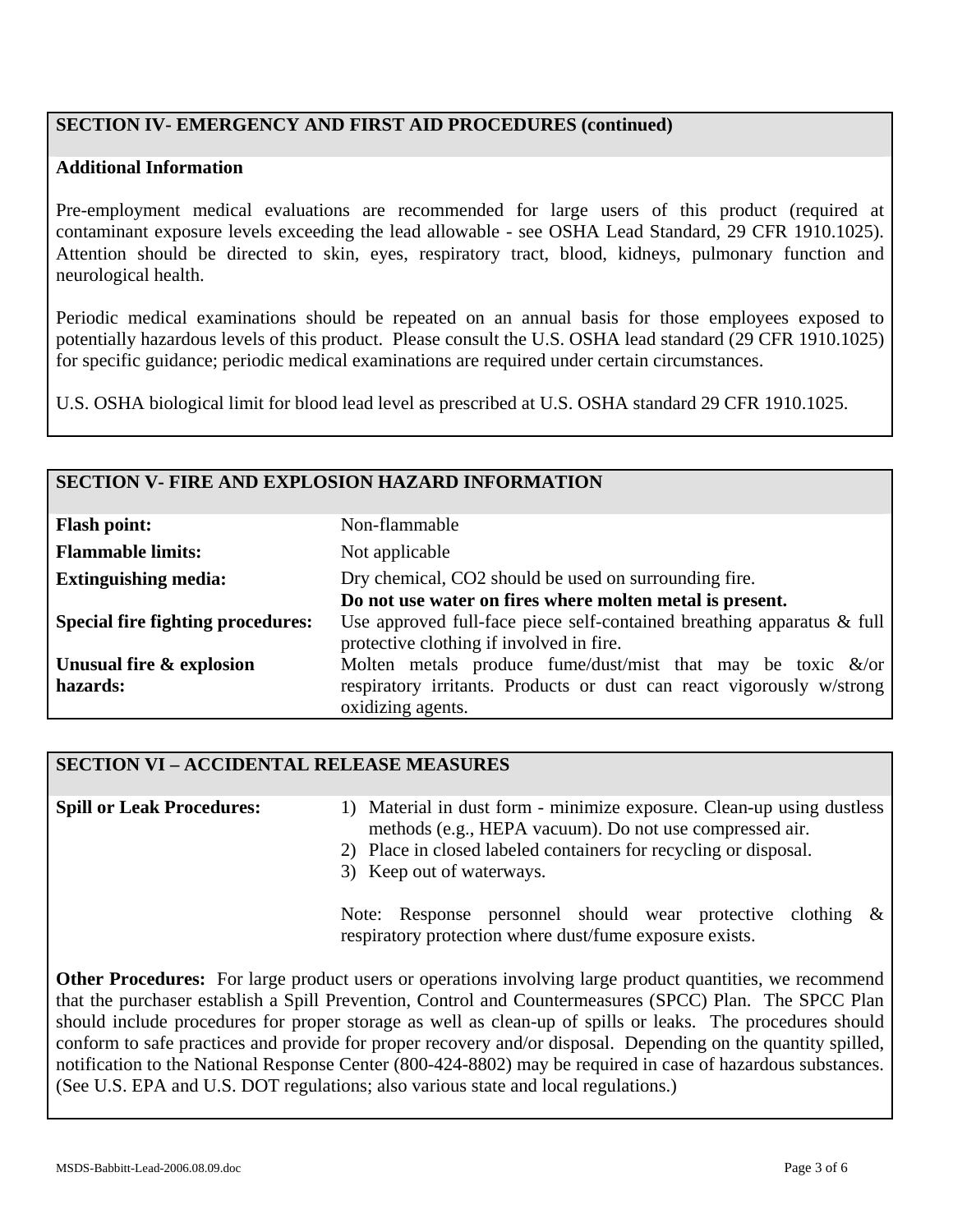## SECTION IV- EMERGENCY AND FIRST AID PROCEDURES (continued)

**Additional Information**

Pre-employment medical evaluations are recommended for large users of this product (required at contaminant exposure levels exceeding the lead allowable - see OSHA Lead Standard, 29 CFR 1910.1025). Attention should be directed to skin, eyes, respiratory tract, blood, kidneys, pulmonary function and neurological health.

Periodic medical examinations should be repeated on an annual basis for those employees exposed to potentially hazardous levels of this product. Please consult the U.S. OSHA lead standard (29 CFR 1910.1025) for specific guidance; periodic medical examinations are required under certain circumstances.

U.S. OSHA biological limit for blood lead level as prescribed at U.S. OSHA standard 29 CFR 1910.1025.

## SECTION V- FIRE AND EXPLOSION HAZARD INFORMATION

| | |
|---|---|
| **Flash point:** | Non-flammable |
| **Flammable limits:** | Not applicable |
| **Extinguishing media:** | Dry chemical, $CO_2$ should be used on surrounding fire. **Do not use water on fires where molten metal is present.** |
| **Special fire fighting procedures:** | Use approved full-face piece self-contained breathing apparatus & full protective clothing if involved in fire. |
| **Unusual fire & explosion hazards:** | Molten metals produce fume/dust/mist that may be toxic &/or respiratory irritants. Products or dust can react vigorously w/strong oxidizing agents. |

## SECTION VI – ACCIDENTAL RELEASE MEASURES

**Spill or Leak Procedures:**

1) Material in dust form - minimize exposure. Clean-up using dustless methods (e.g., HEPA vacuum). Do not use compressed air.
2) Place in closed labeled containers for recycling or disposal.
3) Keep out of waterways.

Note: Response personnel should wear protective clothing & respiratory protection where dust/fume exposure exists.

**Other Procedures:** For large product users or operations involving large product quantities, we recommend that the purchaser establish a Spill Prevention, Control and Countermeasures (SPCC) Plan. The SPCC Plan should include procedures for proper storage as well as clean-up of spills or leaks. The procedures should conform to safe practices and provide for proper recovery and/or disposal. Depending on the quantity spilled, notification to the National Response Center (800-424-8802) may be required in case of hazardous substances. (See U.S. EPA and U.S. DOT regulations; also various state and local regulations.)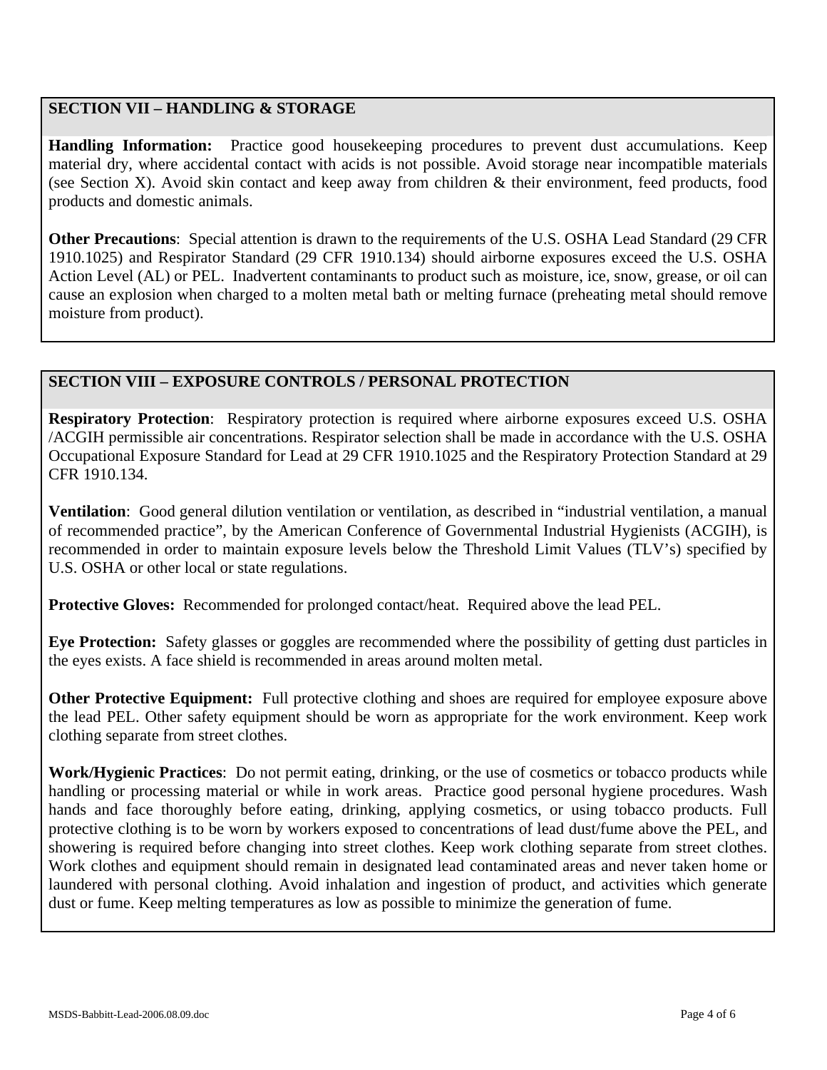## SECTION VII – HANDLING & STORAGE

**Handling Information:** Practice good housekeeping procedures to prevent dust accumulations. Keep material dry, where accidental contact with acids is not possible. Avoid storage near incompatible materials (see Section X). Avoid skin contact and keep away from children & their environment, feed products, food products and domestic animals.

**Other Precautions**: Special attention is drawn to the requirements of the U.S. OSHA Lead Standard (29 CFR 1910.1025) and Respirator Standard (29 CFR 1910.134) should airborne exposures exceed the U.S. OSHA Action Level (AL) or PEL. Inadvertent contaminants to product such as moisture, ice, snow, grease, or oil can cause an explosion when charged to a molten metal bath or melting furnace (preheating metal should remove moisture from product).

## SECTION VIII – EXPOSURE CONTROLS / PERSONAL PROTECTION

**Respiratory Protection**: Respiratory protection is required where airborne exposures exceed U.S. OSHA /ACGIH permissible air concentrations. Respirator selection shall be made in accordance with the U.S. OSHA Occupational Exposure Standard for Lead at 29 CFR 1910.1025 and the Respiratory Protection Standard at 29 CFR 1910.134.

**Ventilation**: Good general dilution ventilation or ventilation, as described in "industrial ventilation, a manual of recommended practice", by the American Conference of Governmental Industrial Hygienists (ACGIH), is recommended in order to maintain exposure levels below the Threshold Limit Values (TLV's) specified by U.S. OSHA or other local or state regulations.

**Protective Gloves:** Recommended for prolonged contact/heat. Required above the lead PEL.

**Eye Protection:** Safety glasses or goggles are recommended where the possibility of getting dust particles in the eyes exists. A face shield is recommended in areas around molten metal.

**Other Protective Equipment:** Full protective clothing and shoes are required for employee exposure above the lead PEL. Other safety equipment should be worn as appropriate for the work environment. Keep work clothing separate from street clothes.

**Work/Hygienic Practices**: Do not permit eating, drinking, or the use of cosmetics or tobacco products while handling or processing material or while in work areas. Practice good personal hygiene procedures. Wash hands and face thoroughly before eating, drinking, applying cosmetics, or using tobacco products. Full protective clothing is to be worn by workers exposed to concentrations of lead dust/fume above the PEL, and showering is required before changing into street clothes. Keep work clothing separate from street clothes. Work clothes and equipment should remain in designated lead contaminated areas and never taken home or laundered with personal clothing. Avoid inhalation and ingestion of product, and activities which generate dust or fume. Keep melting temperatures as low as possible to minimize the generation of fume.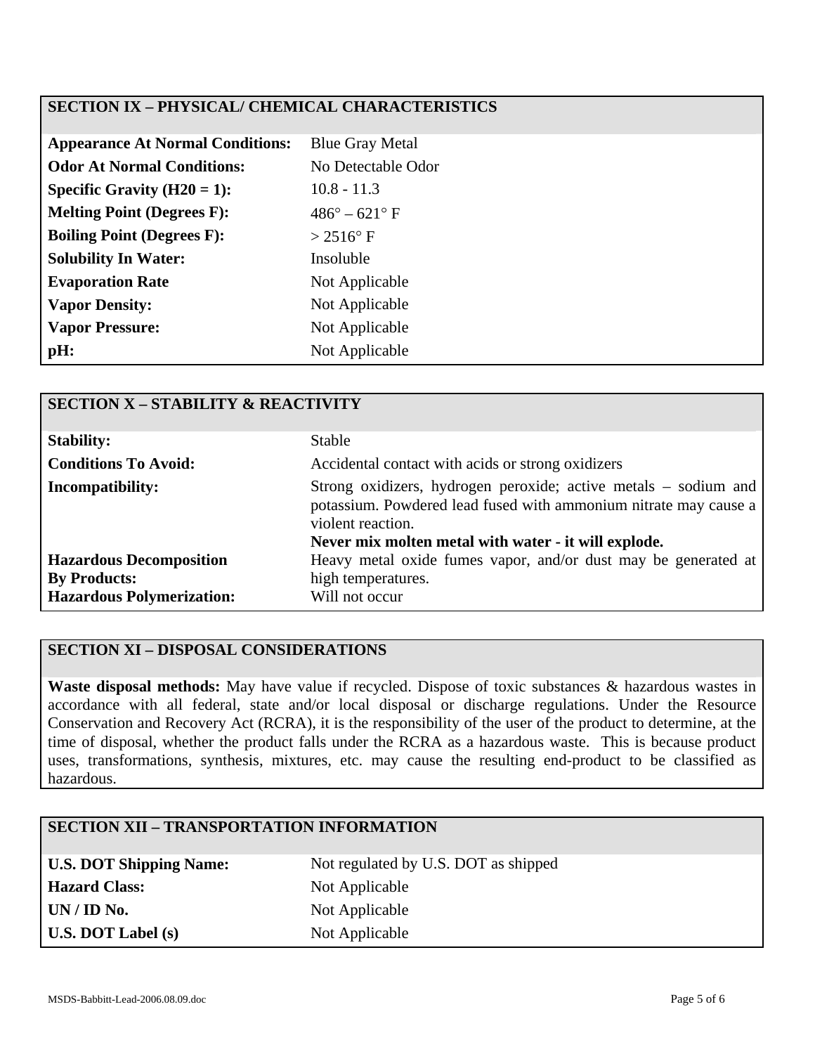## SECTION IX – PHYSICAL/ CHEMICAL CHARACTERISTICS

| | |
|---|---|
| **Appearance At Normal Conditions:** | Blue Gray Metal |
| **Odor At Normal Conditions:** | No Detectable Odor |
| **Specific Gravity (H20 = 1):** | 10.8 - 11.3 |
| **Melting Point (Degrees F):** | 486° – 621° F |
| **Boiling Point (Degrees F):** | > 2516° F |
| **Solubility In Water:** | Insoluble |
| **Evaporation Rate** | Not Applicable |
| **Vapor Density:** | Not Applicable |
| **Vapor Pressure:** | Not Applicable |
| **pH:** | Not Applicable |

## SECTION X – STABILITY & REACTIVITY

| | |
|---|---|
| **Stability:** | Stable |
| **Conditions To Avoid:** | Accidental contact with acids or strong oxidizers |
| **Incompatibility:** | Strong oxidizers, hydrogen peroxide; active metals – sodium and potassium. Powdered lead fused with ammonium nitrate may cause a violent reaction. **Never mix molten metal with water - it will explode.** |
| **Hazardous Decomposition By Products:** | Heavy metal oxide fumes vapor, and/or dust may be generated at high temperatures. |
| **Hazardous Polymerization:** | Will not occur |

## SECTION XI – DISPOSAL CONSIDERATIONS

**Waste disposal methods:** May have value if recycled. Dispose of toxic substances & hazardous wastes in accordance with all federal, state and/or local disposal or discharge regulations. Under the Resource Conservation and Recovery Act (RCRA), it is the responsibility of the user of the product to determine, at the time of disposal, whether the product falls under the RCRA as a hazardous waste. This is because product uses, transformations, synthesis, mixtures, etc. may cause the resulting end-product to be classified as hazardous.

## SECTION XII – TRANSPORTATION INFORMATION

| | |
|---|---|
| **U.S. DOT Shipping Name:** | Not regulated by U.S. DOT as shipped |
| **Hazard Class:** | Not Applicable |
| **UN / ID No.** | Not Applicable |
| **U.S. DOT Label (s)** | Not Applicable |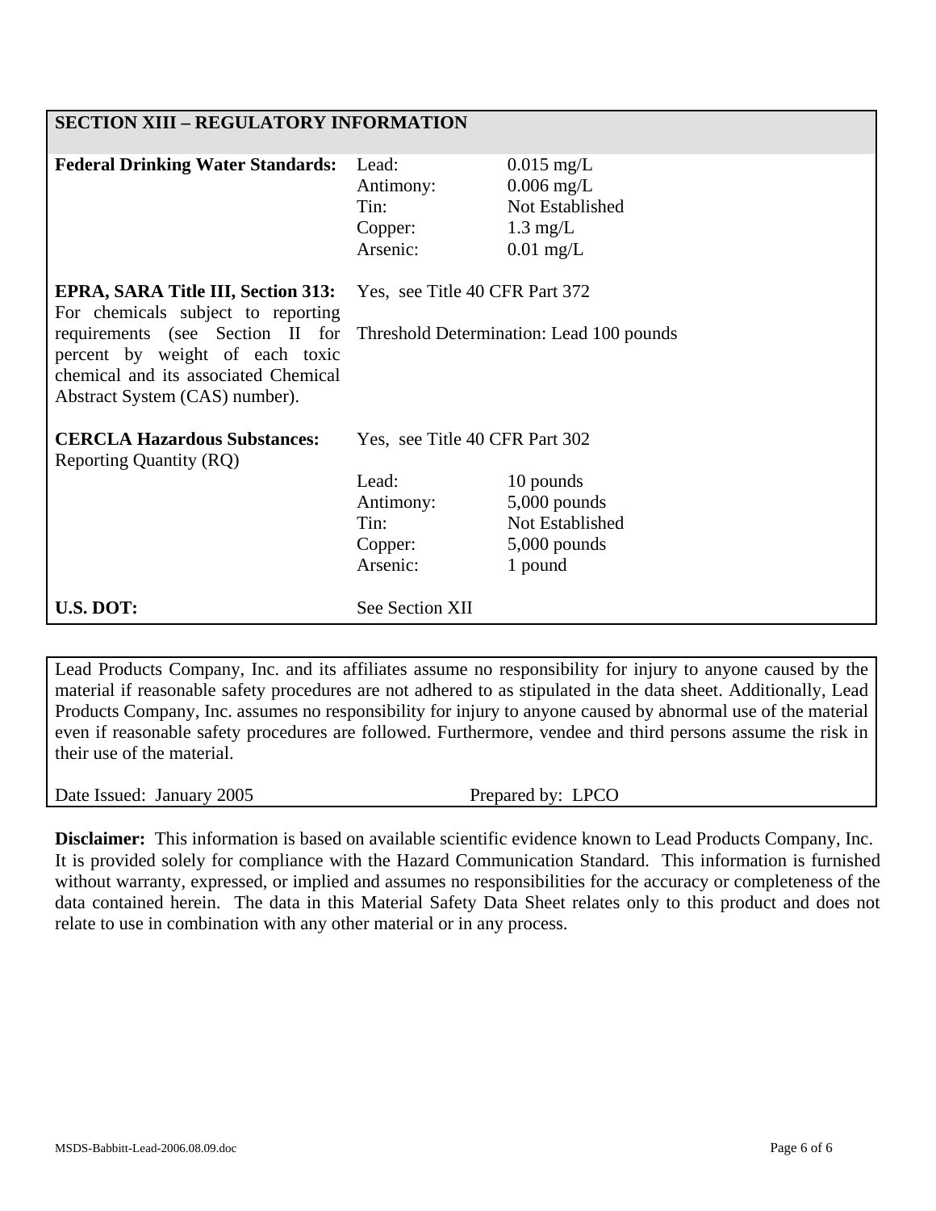## SECTION XIII – REGULATORY INFORMATION

| | | |
|---|---|---|
| **Federal Drinking Water Standards:** | Lead: | 0.015 mg/L |
| | Antimony: | 0.006 mg/L |
| | Tin: | Not Established |
| | Copper: | 1.3 mg/L |
| | Arsenic: | 0.01 mg/L |
| **EPRA, SARA Title III, Section 313:** For chemicals subject to reporting requirements (see Section II for percent by weight of each toxic chemical and its associated Chemical Abstract System (CAS) number). | Yes, see Title 40 CFR Part 372<br><br>Threshold Determination: Lead 100 pounds | |
| **CERCLA Hazardous Substances:** Reporting Quantity (RQ) | Yes, see Title 40 CFR Part 302 | |
| | Lead: | 10 pounds |
| | Antimony: | 5,000 pounds |
| | Tin: | Not Established |
| | Copper: | 5,000 pounds |
| | Arsenic: | 1 pound |
| **U.S. DOT:** | See Section XII | |

Lead Products Company, Inc. and its affiliates assume no responsibility for injury to anyone caused by the material if reasonable safety procedures are not adhered to as stipulated in the data sheet. Additionally, Lead Products Company, Inc. assumes no responsibility for injury to anyone caused by abnormal use of the material even if reasonable safety procedures are followed. Furthermore, vendee and third persons assume the risk in their use of the material.

Date Issued: January 2005 Prepared by: LPCO

**Disclaimer:** This information is based on available scientific evidence known to Lead Products Company, Inc. It is provided solely for compliance with the Hazard Communication Standard. This information is furnished without warranty, expressed, or implied and assumes no responsibilities for the accuracy or completeness of the data contained herein. The data in this Material Safety Data Sheet relates only to this product and does not relate to use in combination with any other material or in any process.